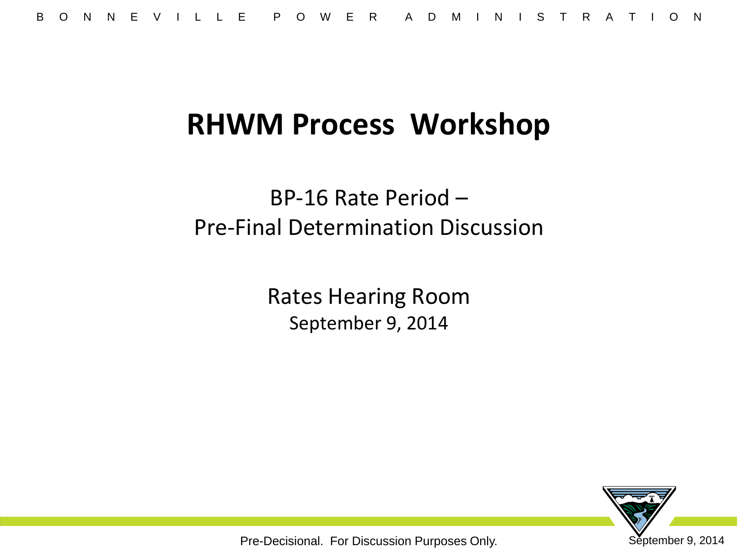# RHWM Process Workshop

BP-16 Rate Period –
Pre-Final Determination Discussion

Rates Hearing Room
September 9, 2014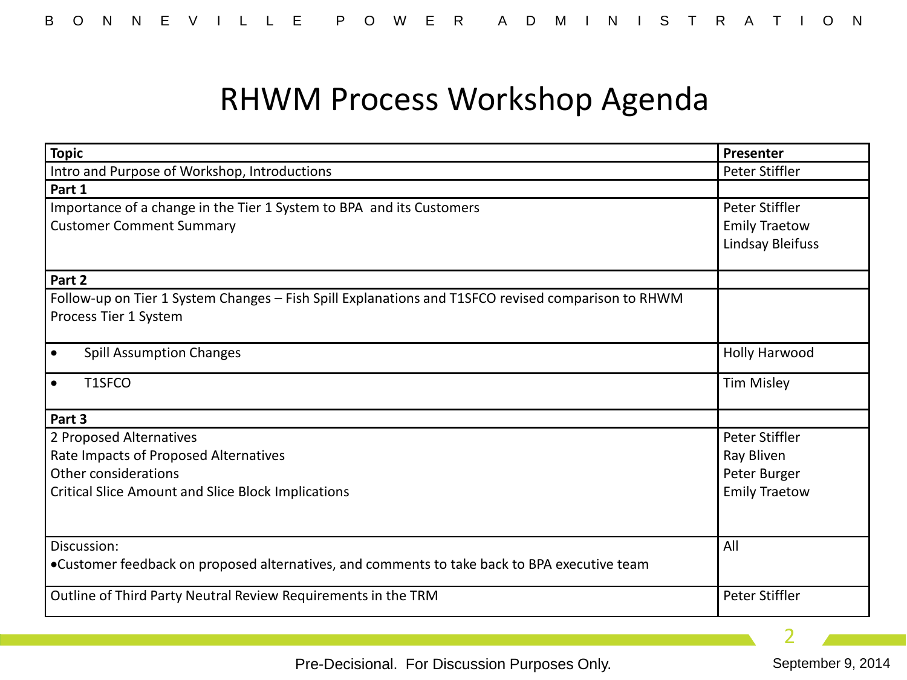# RHWM Process Workshop Agenda

| Topic | Presenter |
|---|---|
| Intro and Purpose of Workshop, Introductions | Peter Stiffler |
| **Part 1** | |
| Importance of a change in the Tier 1 System to BPA and its Customers<br>Customer Comment Summary | Peter Stiffler<br>Emily Traetow<br>Lindsay Bleifuss |
| **Part 2** | |
| Follow-up on Tier 1 System Changes – Fish Spill Explanations and T1SFCO revised comparison to RHWM Process Tier 1 System | |
| • Spill Assumption Changes | Holly Harwood |
| • T1SFCO | Tim Misley |
| **Part 3** | |
| 2 Proposed Alternatives<br>Rate Impacts of Proposed Alternatives<br>Other considerations<br>Critical Slice Amount and Slice Block Implications | Peter Stiffler<br>Ray Bliven<br>Peter Burger<br>Emily Traetow |
| Discussion:<br>•Customer feedback on proposed alternatives, and comments to take back to BPA executive team | All |
| Outline of Third Party Neutral Review Requirements in the TRM | Peter Stiffler |

Pre-Decisional. For Discussion Purposes Only.

September 9, 2014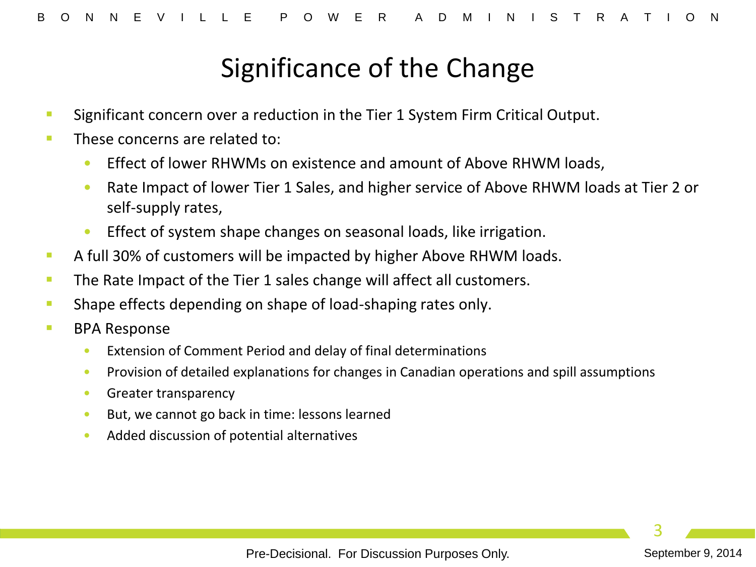# Significance of the Change

- Significant concern over a reduction in the Tier 1 System Firm Critical Output.
- These concerns are related to:
  - Effect of lower RHWMs on existence and amount of Above RHWM loads,
  - Rate Impact of lower Tier 1 Sales, and higher service of Above RHWM loads at Tier 2 or self-supply rates,
  - Effect of system shape changes on seasonal loads, like irrigation.
- A full 30% of customers will be impacted by higher Above RHWM loads.
- The Rate Impact of the Tier 1 sales change will affect all customers.
- Shape effects depending on shape of load-shaping rates only.
- BPA Response
  - Extension of Comment Period and delay of final determinations
  - Provision of detailed explanations for changes in Canadian operations and spill assumptions
  - Greater transparency
  - But, we cannot go back in time: lessons learned
  - Added discussion of potential alternatives

Pre-Decisional. For Discussion Purposes Only.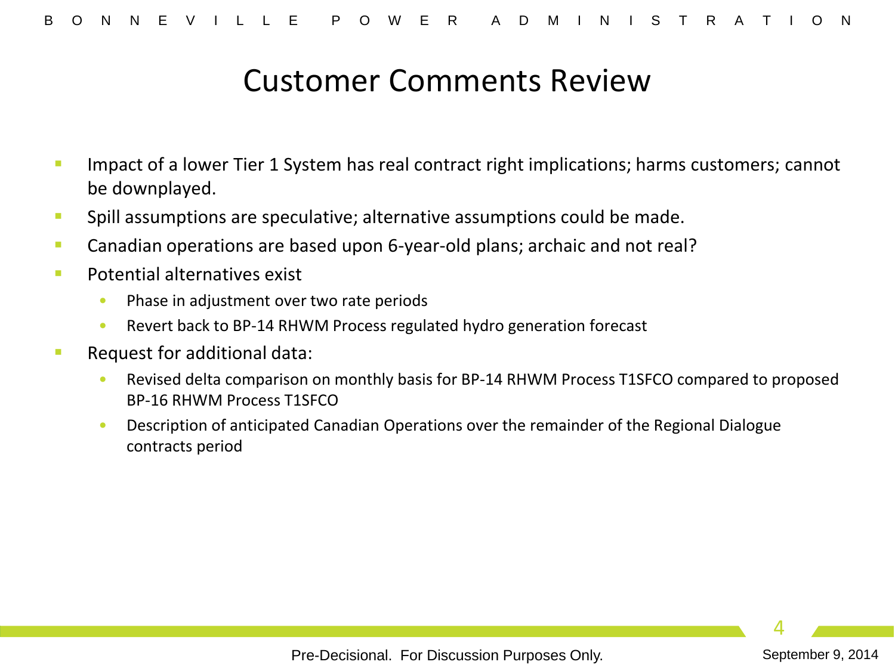# Customer Comments Review

- Impact of a lower Tier 1 System has real contract right implications; harms customers; cannot be downplayed.
- Spill assumptions are speculative; alternative assumptions could be made.
- Canadian operations are based upon 6-year-old plans; archaic and not real?
- Potential alternatives exist
  - Phase in adjustment over two rate periods
  - Revert back to BP-14 RHWM Process regulated hydro generation forecast
- Request for additional data:
  - Revised delta comparison on monthly basis for BP-14 RHWM Process T1SFCO compared to proposed BP-16 RHWM Process T1SFCO
  - Description of anticipated Canadian Operations over the remainder of the Regional Dialogue contracts period

Pre-Decisional. For Discussion Purposes Only.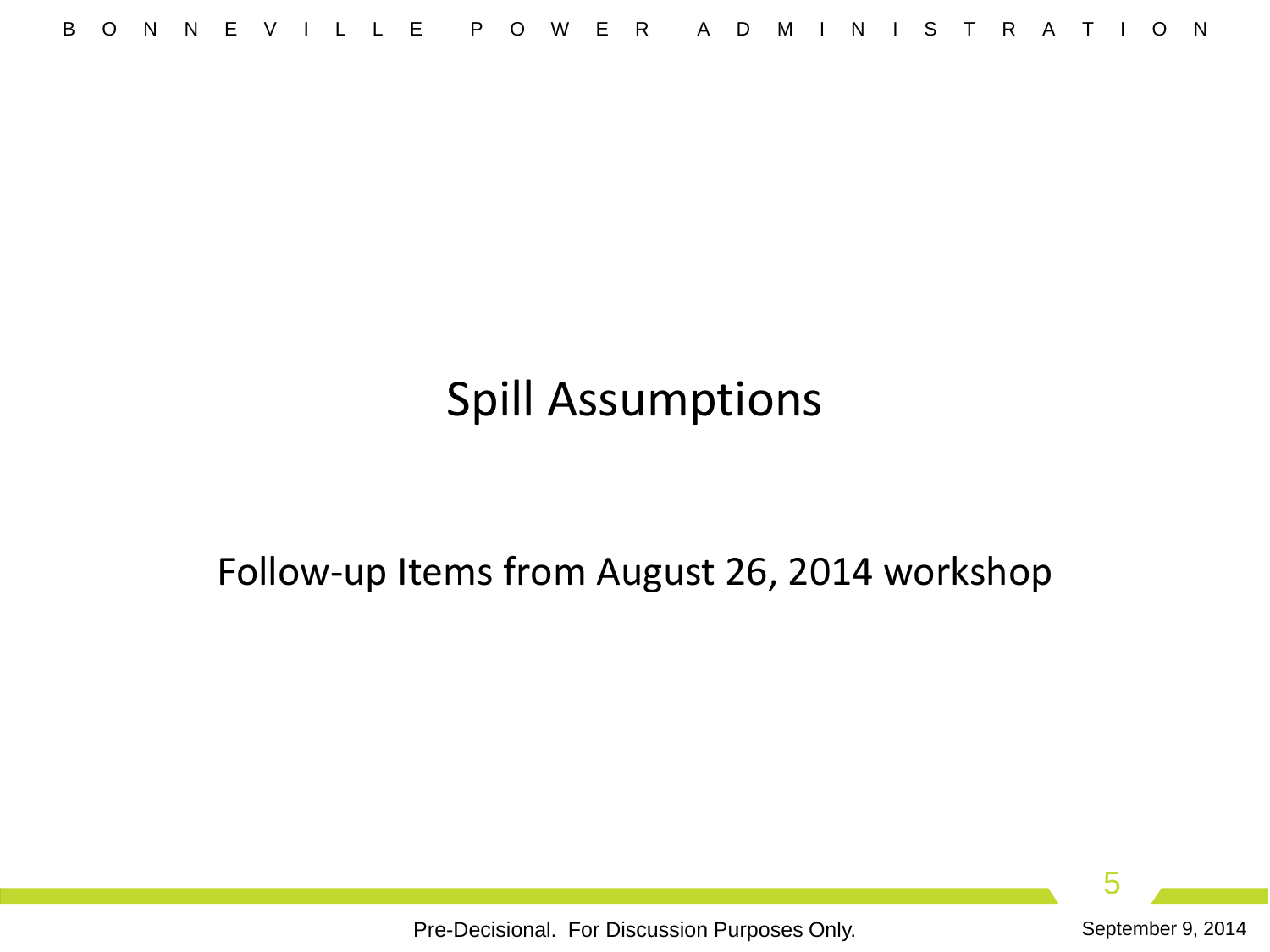# Spill Assumptions

Follow-up Items from August 26, 2014 workshop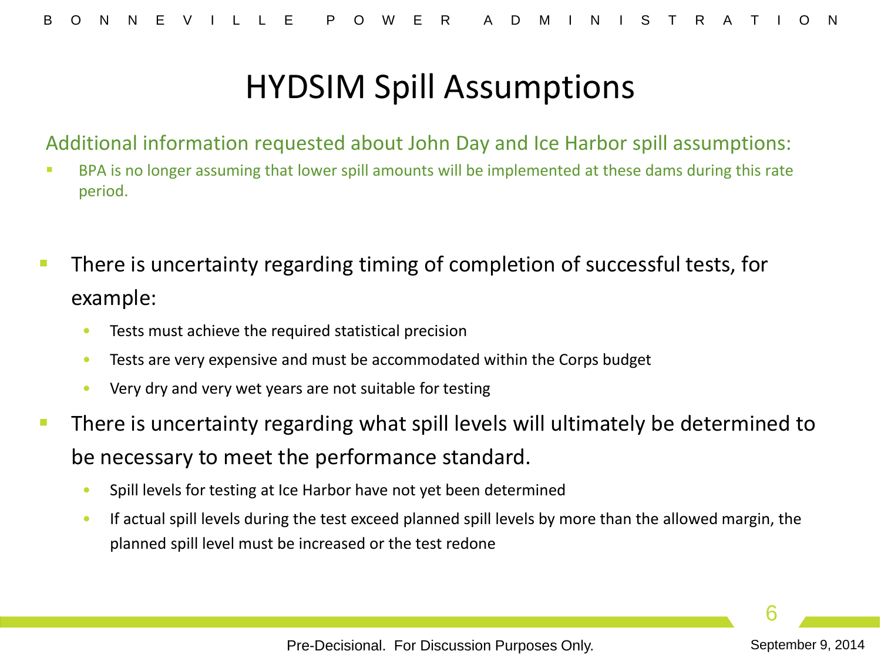# HYDSIM Spill Assumptions

Additional information requested about John Day and Ice Harbor spill assumptions:

- BPA is no longer assuming that lower spill amounts will be implemented at these dams during this rate period.

- There is uncertainty regarding timing of completion of successful tests, for example:
  - Tests must achieve the required statistical precision
  - Tests are very expensive and must be accommodated within the Corps budget
  - Very dry and very wet years are not suitable for testing
- There is uncertainty regarding what spill levels will ultimately be determined to be necessary to meet the performance standard.
  - Spill levels for testing at Ice Harbor have not yet been determined
  - If actual spill levels during the test exceed planned spill levels by more than the allowed margin, the planned spill level must be increased or the test redone

Pre-Decisional. For Discussion Purposes Only.

September 9, 2014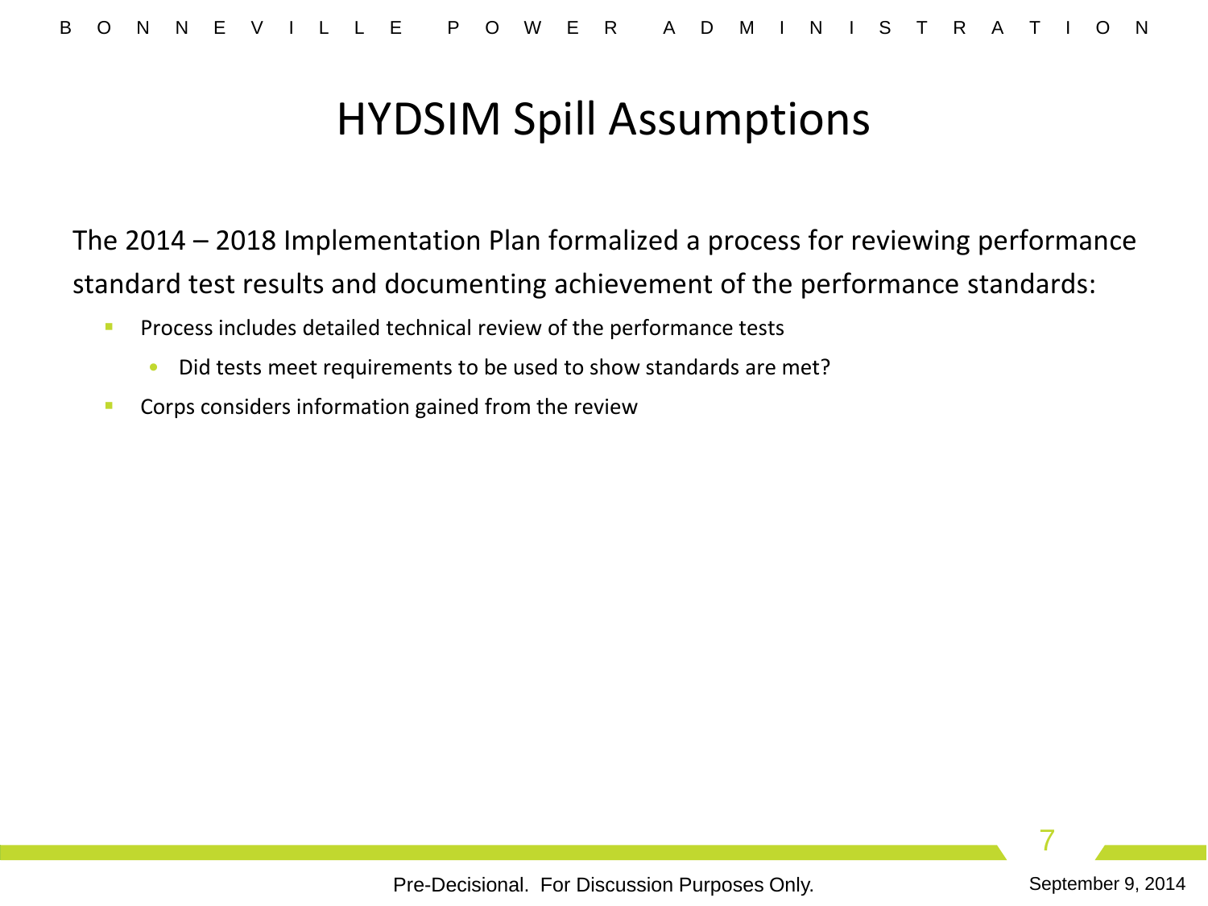# HYDSIM Spill Assumptions

The 2014 – 2018 Implementation Plan formalized a process for reviewing performance standard test results and documenting achievement of the performance standards:

- Process includes detailed technical review of the performance tests
  - Did tests meet requirements to be used to show standards are met?
- Corps considers information gained from the review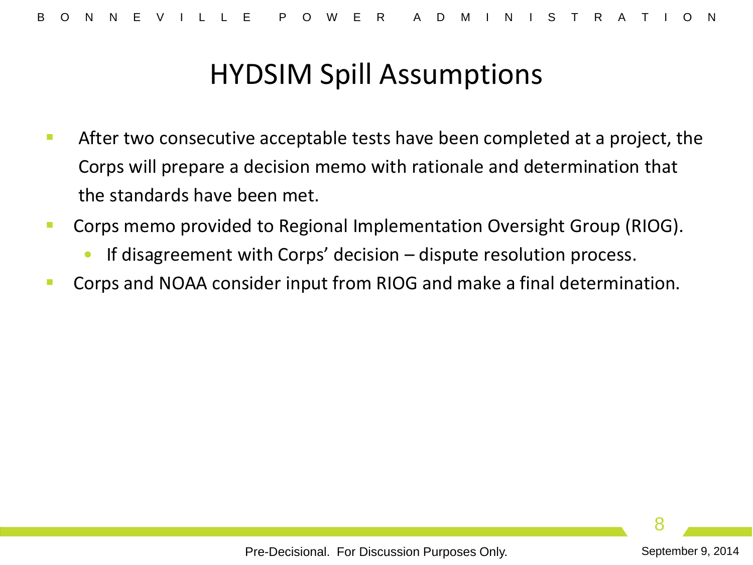# HYDSIM Spill Assumptions

- After two consecutive acceptable tests have been completed at a project, the Corps will prepare a decision memo with rationale and determination that the standards have been met.
- Corps memo provided to Regional Implementation Oversight Group (RIOG).
  - If disagreement with Corps' decision – dispute resolution process.
- Corps and NOAA consider input from RIOG and make a final determination.

Pre-Decisional. For Discussion Purposes Only.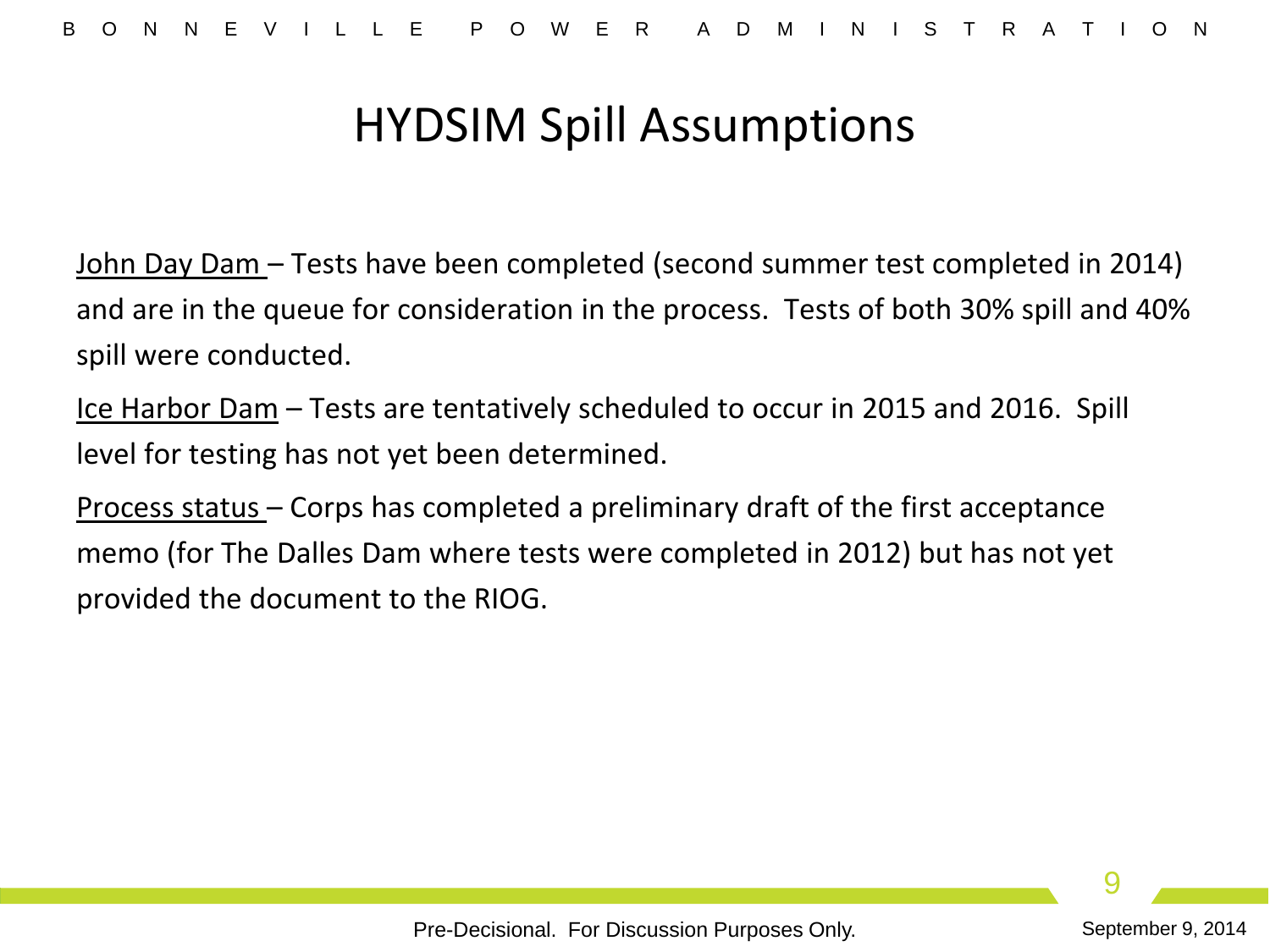# HYDSIM Spill Assumptions

<u>John Day Dam</u> – Tests have been completed (second summer test completed in 2014) and are in the queue for consideration in the process. Tests of both 30% spill and 40% spill were conducted.

<u>Ice Harbor Dam</u> – Tests are tentatively scheduled to occur in 2015 and 2016. Spill level for testing has not yet been determined.

<u>Process status</u> – Corps has completed a preliminary draft of the first acceptance memo (for The Dalles Dam where tests were completed in 2012) but has not yet provided the document to the RIOG.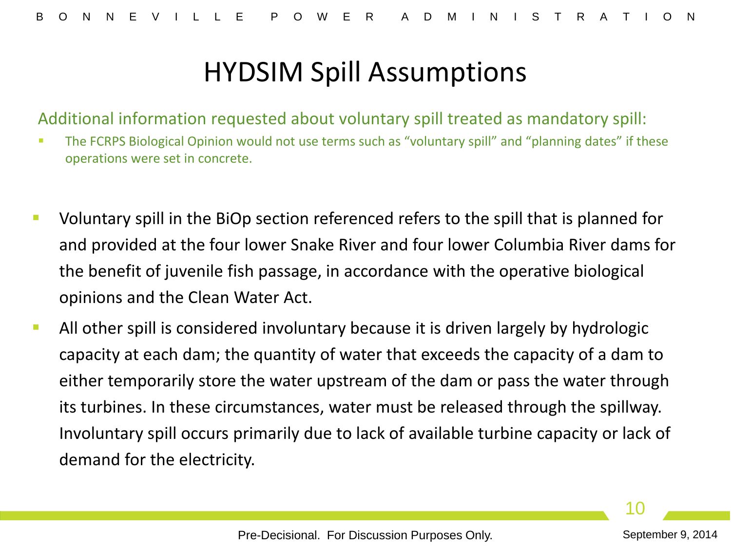# HYDSIM Spill Assumptions

Additional information requested about voluntary spill treated as mandatory spill:

- The FCRPS Biological Opinion would not use terms such as “voluntary spill” and “planning dates” if these operations were set in concrete.

- Voluntary spill in the BiOp section referenced refers to the spill that is planned for and provided at the four lower Snake River and four lower Columbia River dams for the benefit of juvenile fish passage, in accordance with the operative biological opinions and the Clean Water Act.
- All other spill is considered involuntary because it is driven largely by hydrologic capacity at each dam; the quantity of water that exceeds the capacity of a dam to either temporarily store the water upstream of the dam or pass the water through its turbines. In these circumstances, water must be released through the spillway. Involuntary spill occurs primarily due to lack of available turbine capacity or lack of demand for the electricity.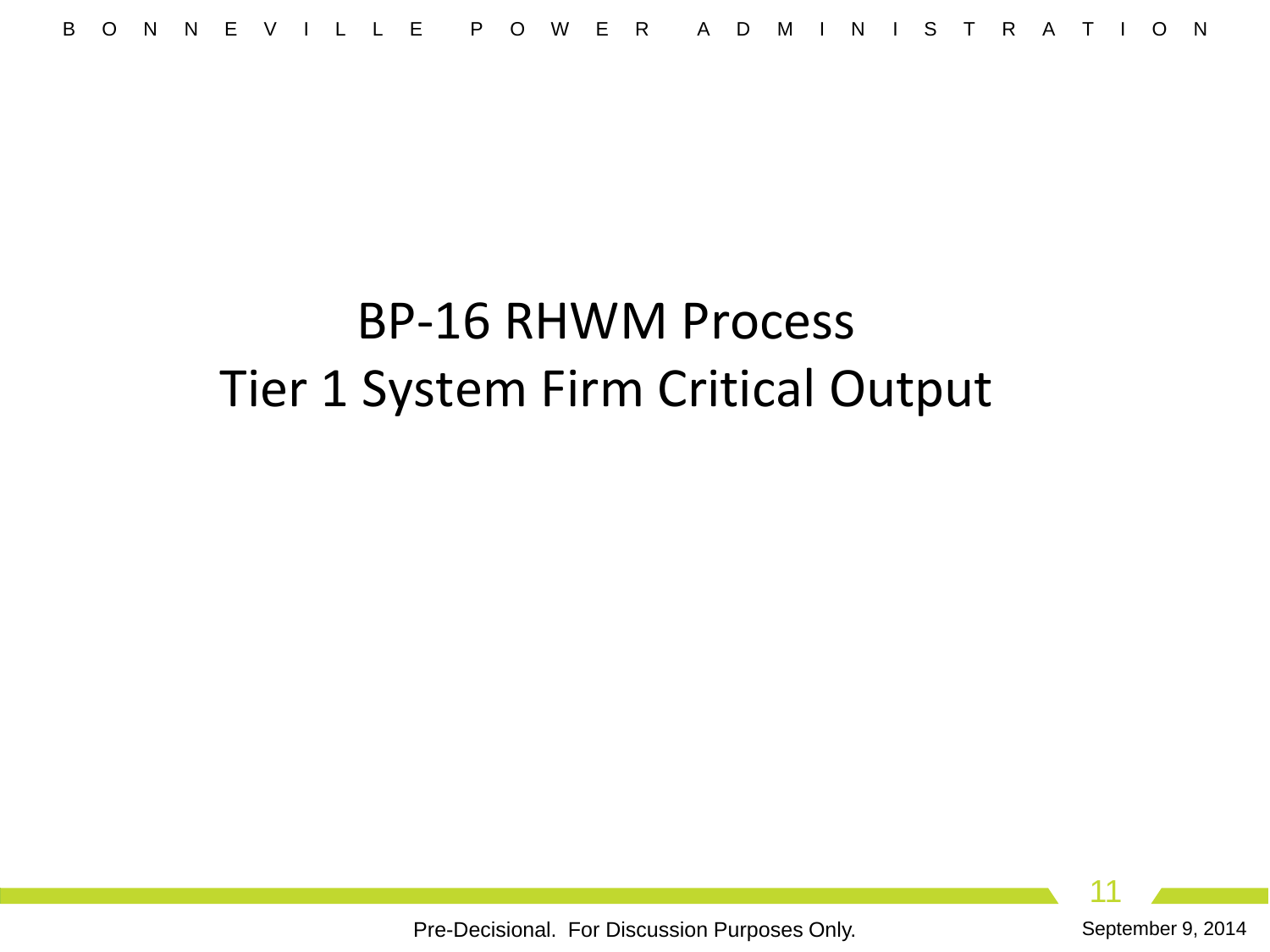# BP-16 RHWM Process
# Tier 1 System Firm Critical Output

Pre-Decisional. For Discussion Purposes Only.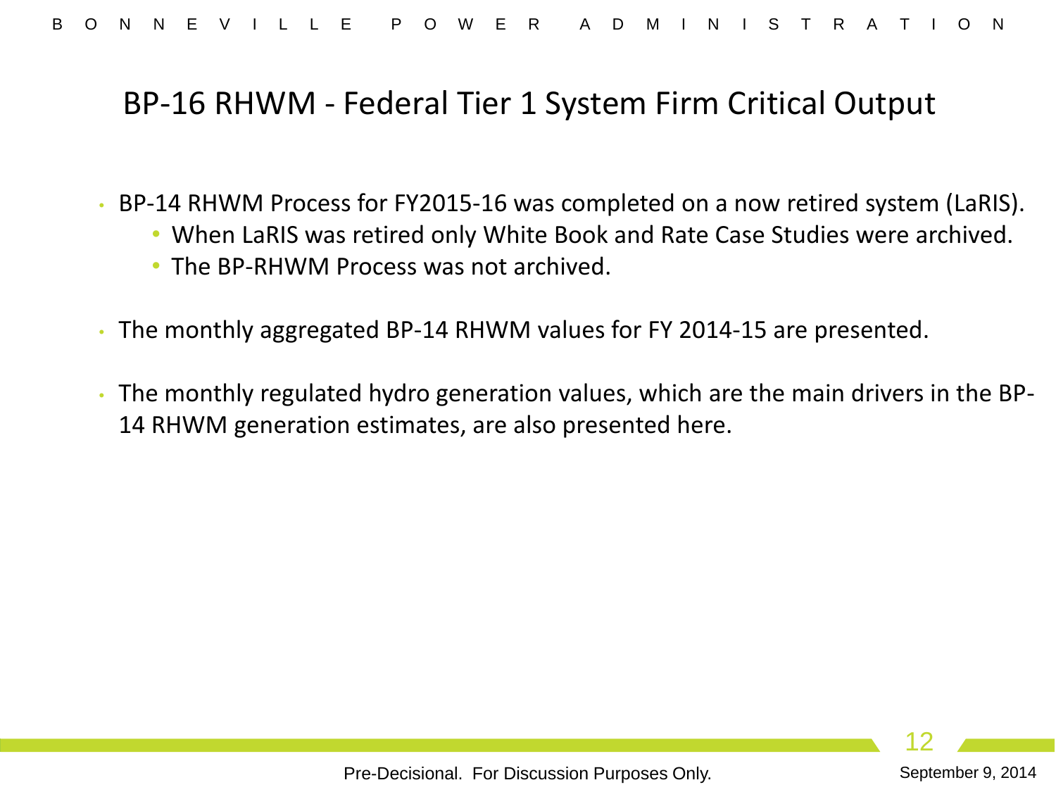# BP-16 RHWM - Federal Tier 1 System Firm Critical Output

- BP-14 RHWM Process for FY2015-16 was completed on a now retired system (LaRIS).
  - When LaRIS was retired only White Book and Rate Case Studies were archived.
  - The BP-RHWM Process was not archived.

- The monthly aggregated BP-14 RHWM values for FY 2014-15 are presented.

- The monthly regulated hydro generation values, which are the main drivers in the BP-14 RHWM generation estimates, are also presented here.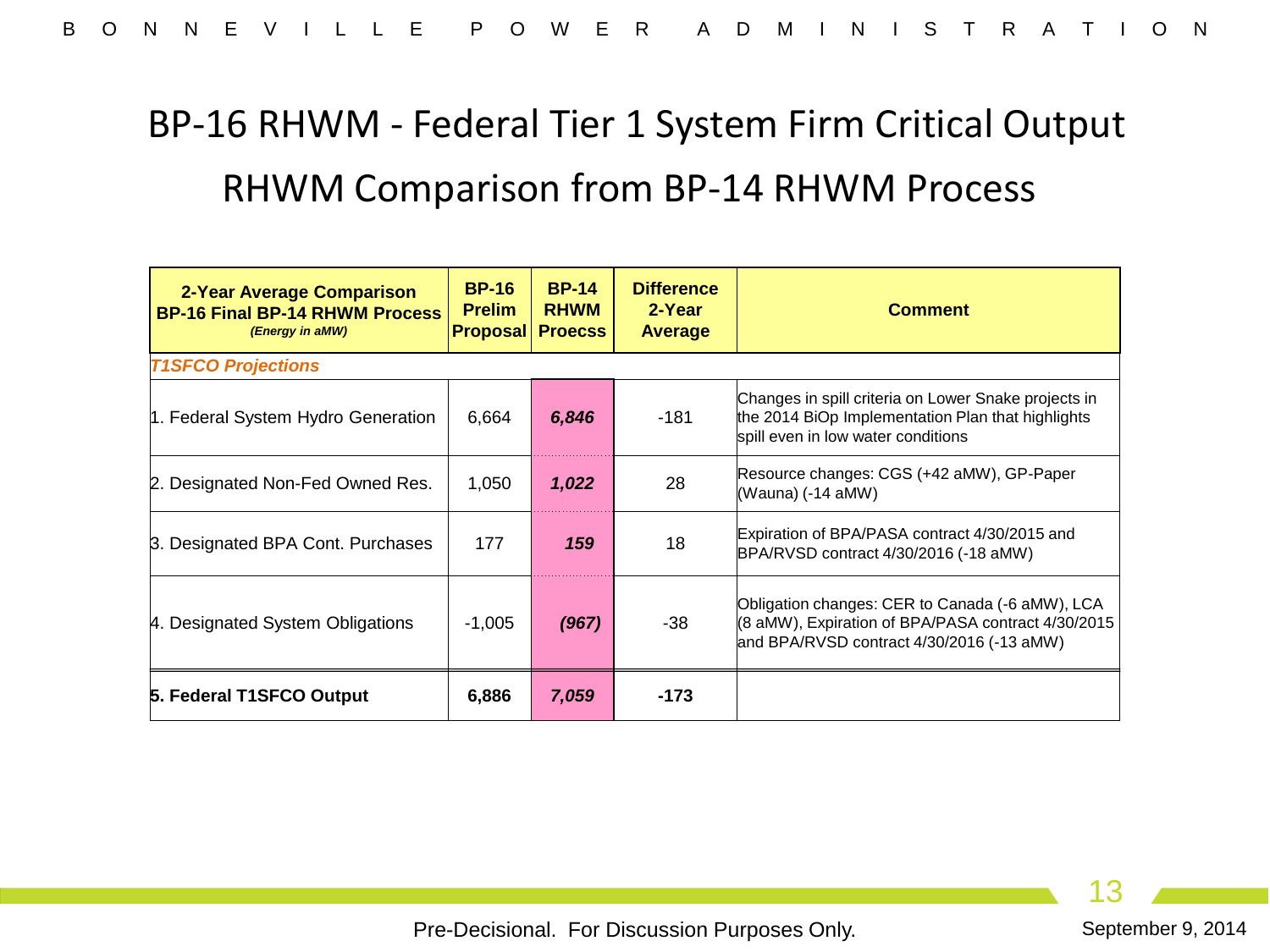# BP-16 RHWM - Federal Tier 1 System Firm Critical Output

## RHWM Comparison from BP-14 RHWM Process

| **2-Year Average Comparison BP-16 Final BP-14 RHWM Process** *(Energy in aMW)* | **BP-16 Prelim Proposal** | **BP-14 RHWM Proecss** | **Difference 2-Year Average** | **Comment** |
|---|---|---|---|---|
| ***T1SFCO Projections*** | | | | |
| 1. Federal System Hydro Generation | 6,664 | ***6,846*** | -181 | Changes in spill criteria on Lower Snake projects in the 2014 BiOp Implementation Plan that highlights spill even in low water conditions |
| 2. Designated Non-Fed Owned Res. | 1,050 | ***1,022*** | 28 | Resource changes: CGS (+42 aMW), GP-Paper (Wauna) (-14 aMW) |
| 3. Designated BPA Cont. Purchases | 177 | ***159*** | 18 | Expiration of BPA/PASA contract 4/30/2015 and BPA/RVSD contract 4/30/2016 (-18 aMW) |
| 4. Designated System Obligations | -1,005 | ***(967)*** | -38 | Obligation changes: CER to Canada (-6 aMW), LCA (8 aMW), Expiration of BPA/PASA contract 4/30/2015 and BPA/RVSD contract 4/30/2016 (-13 aMW) |
| **5. Federal T1SFCO Output** | **6,886** | ***7,059*** | **-173** | |

Pre-Decisional. For Discussion Purposes Only.

September 9, 2014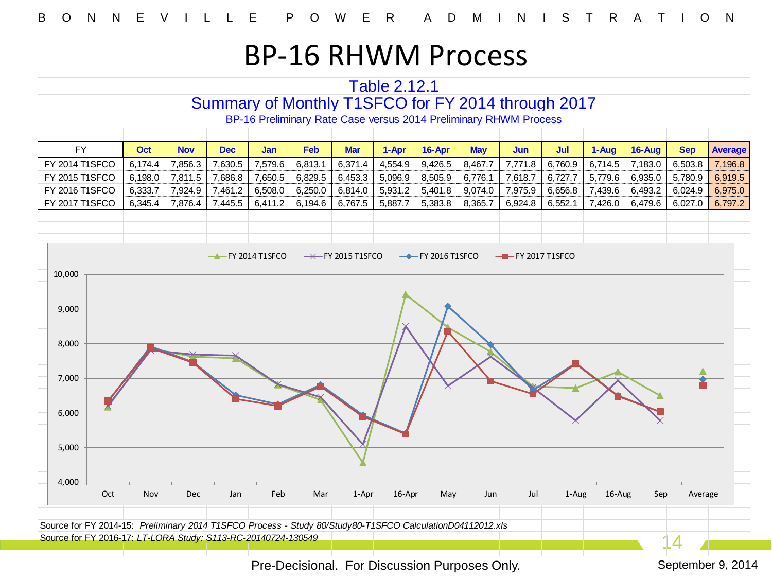# BP-16 RHWM Process

## Table 2.12.1

### Summary of Monthly T1SFCO for FY 2014 through 2017

BP-16 Preliminary Rate Case versus 2014 Preliminary RHWM Process

| FY | Oct | Nov | Dec | Jan | Feb | Mar | 1-Apr | 16-Apr | May | Jun | Jul | 1-Aug | 16-Aug | Sep | Average |
|---|---|---|---|---|---|---|---|---|---|---|---|---|---|---|---|
| FY 2014 T1SFCO | 6,174.4 | 7,856.3 | 7,630.5 | 7,579.6 | 6,813.1 | 6,371.4 | 4,554.9 | 9,426.5 | 8,467.7 | 7,771.8 | 6,760.9 | 6,714.5 | 7,183.0 | 6,503.8 | 7,196.8 |
| FY 2015 T1SFCO | 6,198.0 | 7,811.5 | 7,686.8 | 7,650.5 | 6,829.5 | 6,453.3 | 5,096.9 | 8,505.9 | 6,776.1 | 7,618.7 | 6,727.7 | 5,779.6 | 6,935.0 | 5,780.9 | 6,919.5 |
| FY 2016 T1SFCO | 6,333.7 | 7,924.9 | 7,461.2 | 6,508.0 | 6,250.0 | 6,814.0 | 5,931.2 | 5,401.8 | 9,074.0 | 7,975.9 | 6,656.8 | 7,439.6 | 6,493.2 | 6,024.9 | 6,975.0 |
| FY 2017 T1SFCO | 6,345.4 | 7,876.4 | 7,445.5 | 6,411.2 | 6,194.6 | 6,767.5 | 5,887.7 | 5,383.8 | 8,365.7 | 6,924.8 | 6,552.1 | 7,426.0 | 6,479.6 | 6,027.0 | 6,797.2 |

Source for FY 2014-15: *Preliminary 2014 T1SFCO Process - Study 80/Study80-T1SFCO CalculationD04112012.xls*

Source for FY 2016-17: *LT-LORA Study: S113-RC-20140724-130549*

Pre-Decisional. For Discussion Purposes Only.

September 9, 2014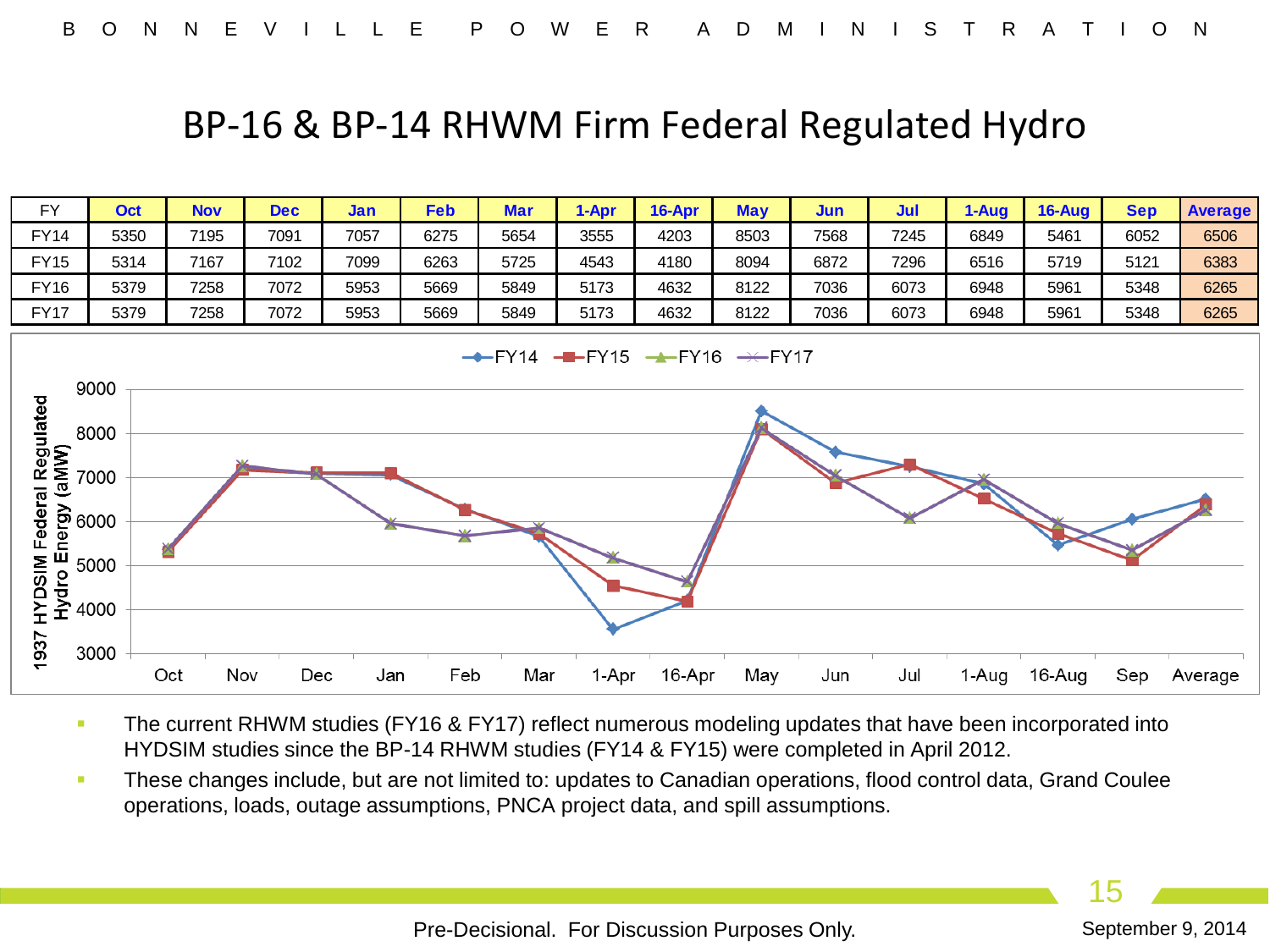# BP-16 & BP-14 RHWM Firm Federal Regulated Hydro

| FY | Oct | Nov | Dec | Jan | Feb | Mar | 1-Apr | 16-Apr | May | Jun | Jul | 1-Aug | 16-Aug | Sep | Average |
|---|---|---|---|---|---|---|---|---|---|---|---|---|---|---|---|
| FY14 | 5350 | 7195 | 7091 | 7057 | 6275 | 5654 | 3555 | 4203 | 8503 | 7568 | 7245 | 6849 | 5461 | 6052 | 6506 |
| FY15 | 5314 | 7167 | 7102 | 7099 | 6263 | 5725 | 4543 | 4180 | 8094 | 6872 | 7296 | 6516 | 5719 | 5121 | 6383 |
| FY16 | 5379 | 7258 | 7072 | 5953 | 5669 | 5849 | 5173 | 4632 | 8122 | 7036 | 6073 | 6948 | 5961 | 5348 | 6265 |
| FY17 | 5379 | 7258 | 7072 | 5953 | 5669 | 5849 | 5173 | 4632 | 8122 | 7036 | 6073 | 6948 | 5961 | 5348 | 6265 |

- The current RHWM studies (FY16 & FY17) reflect numerous modeling updates that have been incorporated into HYDSIM studies since the BP-14 RHWM studies (FY14 & FY15) were completed in April 2012.
- These changes include, but are not limited to: updates to Canadian operations, flood control data, Grand Coulee operations, loads, outage assumptions, PNCA project data, and spill assumptions.

Pre-Decisional. For Discussion Purposes Only.

September 9, 2014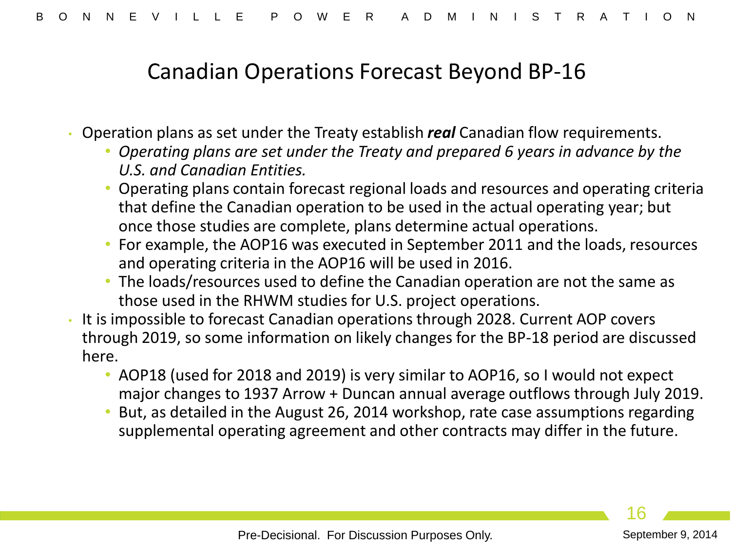# Canadian Operations Forecast Beyond BP-16

- Operation plans as set under the Treaty establish ***real*** Canadian flow requirements.
  - *Operating plans are set under the Treaty and prepared 6 years in advance by the U.S. and Canadian Entities.*
  - Operating plans contain forecast regional loads and resources and operating criteria that define the Canadian operation to be used in the actual operating year; but once those studies are complete, plans determine actual operations.
  - For example, the AOP16 was executed in September 2011 and the loads, resources and operating criteria in the AOP16 will be used in 2016.
  - The loads/resources used to define the Canadian operation are not the same as those used in the RHWM studies for U.S. project operations.
- It is impossible to forecast Canadian operations through 2028. Current AOP covers through 2019, so some information on likely changes for the BP-18 period are discussed here.
  - AOP18 (used for 2018 and 2019) is very similar to AOP16, so I would not expect major changes to 1937 Arrow + Duncan annual average outflows through July 2019.
  - But, as detailed in the August 26, 2014 workshop, rate case assumptions regarding supplemental operating agreement and other contracts may differ in the future.

Pre-Decisional. For Discussion Purposes Only.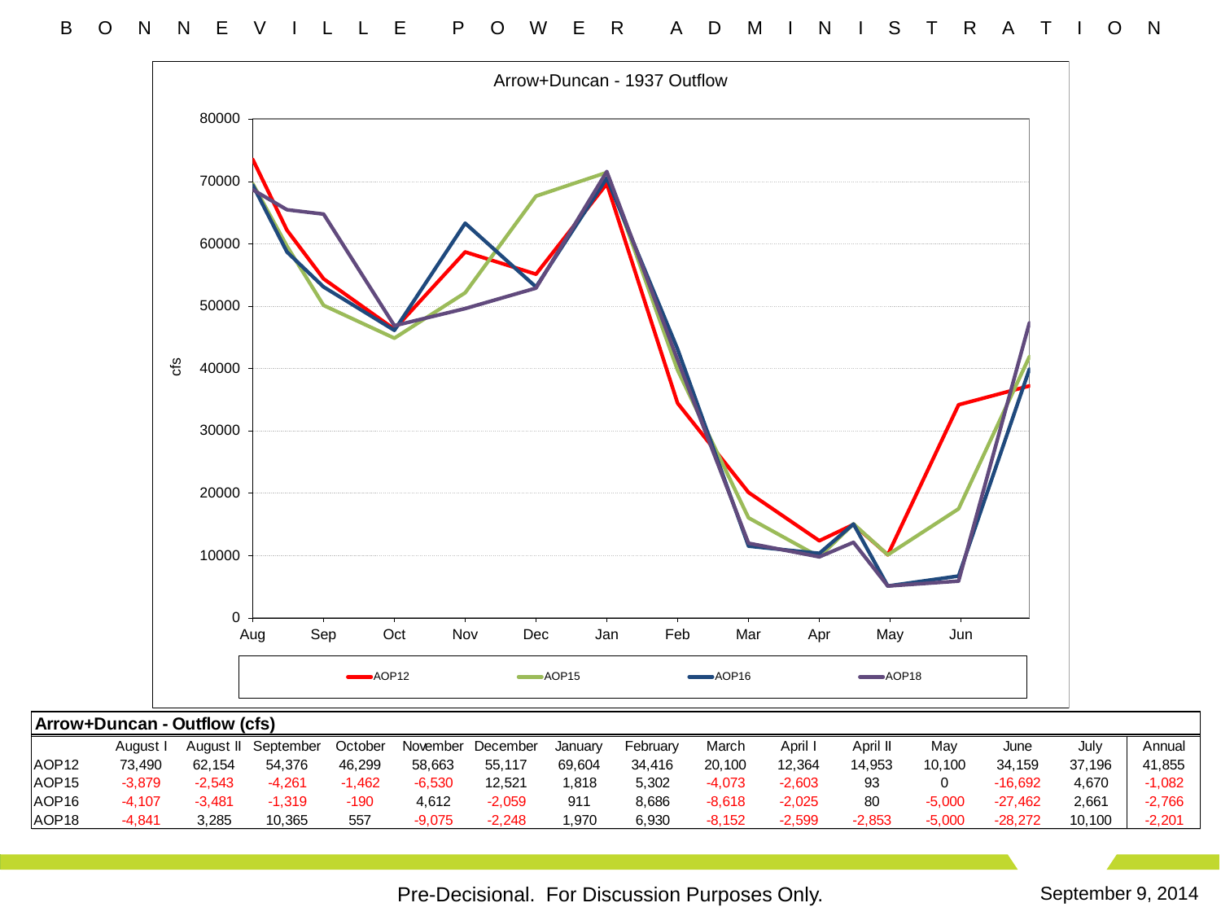Arrow+Duncan - 1937 Outflow

| Arrow+Duncan - Outflow (cfs) | | | | | | | | | | | | | | | |
|---|---|---|---|---|---|---|---|---|---|---|---|---|---|---|---|
| | August I | August II | September | October | November | December | January | February | March | April I | April II | May | June | July | Annual |
| AOP12 | 73,490 | 62,154 | 54,376 | 46,299 | 58,663 | 55,117 | 69,604 | 34,416 | 20,100 | 12,364 | 14,953 | 10,100 | 34,159 | 37,196 | 41,855 |
| AOP15 | -3,879 | -2,543 | -4,261 | -1,462 | -6,530 | 12,521 | 1,818 | 5,302 | -4,073 | -2,603 | 93 | 0 | -16,692 | 4,670 | -1,082 |
| AOP16 | -4,107 | -3,481 | -1,319 | -190 | 4,612 | -2,059 | 911 | 8,686 | -8,618 | -2,025 | 80 | -5,000 | -27,462 | 2,661 | -2,766 |
| AOP18 | -4,841 | 3,285 | 10,365 | 557 | -9,075 | -2,248 | 1,970 | 6,930 | -8,152 | -2,599 | -2,853 | -5,000 | -28,272 | 10,100 | -2,201 |

Pre-Decisional. For Discussion Purposes Only.

September 9, 2014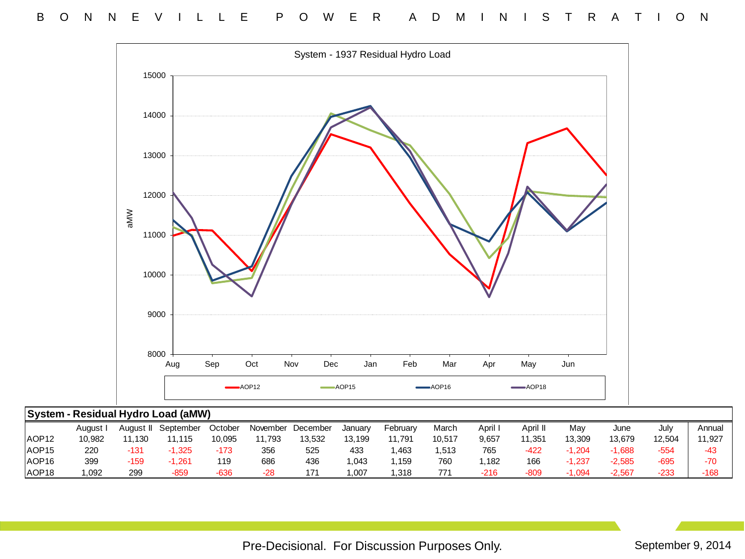System - 1937 Residual Hydro Load

**System - Residual Hydro Load (aMW)**

| | August I | August II | September | October | November | December | January | February | March | April I | April II | May | June | July | Annual |
|---|---|---|---|---|---|---|---|---|---|---|---|---|---|---|---|
| AOP12 | 10,982 | 11,130 | 11,115 | 10,095 | 11,793 | 13,532 | 13,199 | 11,791 | 10,517 | 9,657 | 11,351 | 13,309 | 13,679 | 12,504 | 11,927 |
| AOP15 | 220 | -131 | -1,325 | -173 | 356 | 525 | 433 | 1,463 | 1,513 | 765 | -422 | -1,204 | -1,688 | -554 | -43 |
| AOP16 | 399 | -159 | -1,261 | 119 | 686 | 436 | 1,043 | 1,159 | 760 | 1,182 | 166 | -1,237 | -2,585 | -695 | -70 |
| AOP18 | 1,092 | 299 | -859 | -636 | -28 | 171 | 1,007 | 1,318 | 771 | -216 | -809 | -1,094 | -2,567 | -233 | -168 |

Pre-Decisional. For Discussion Purposes Only.

September 9, 2014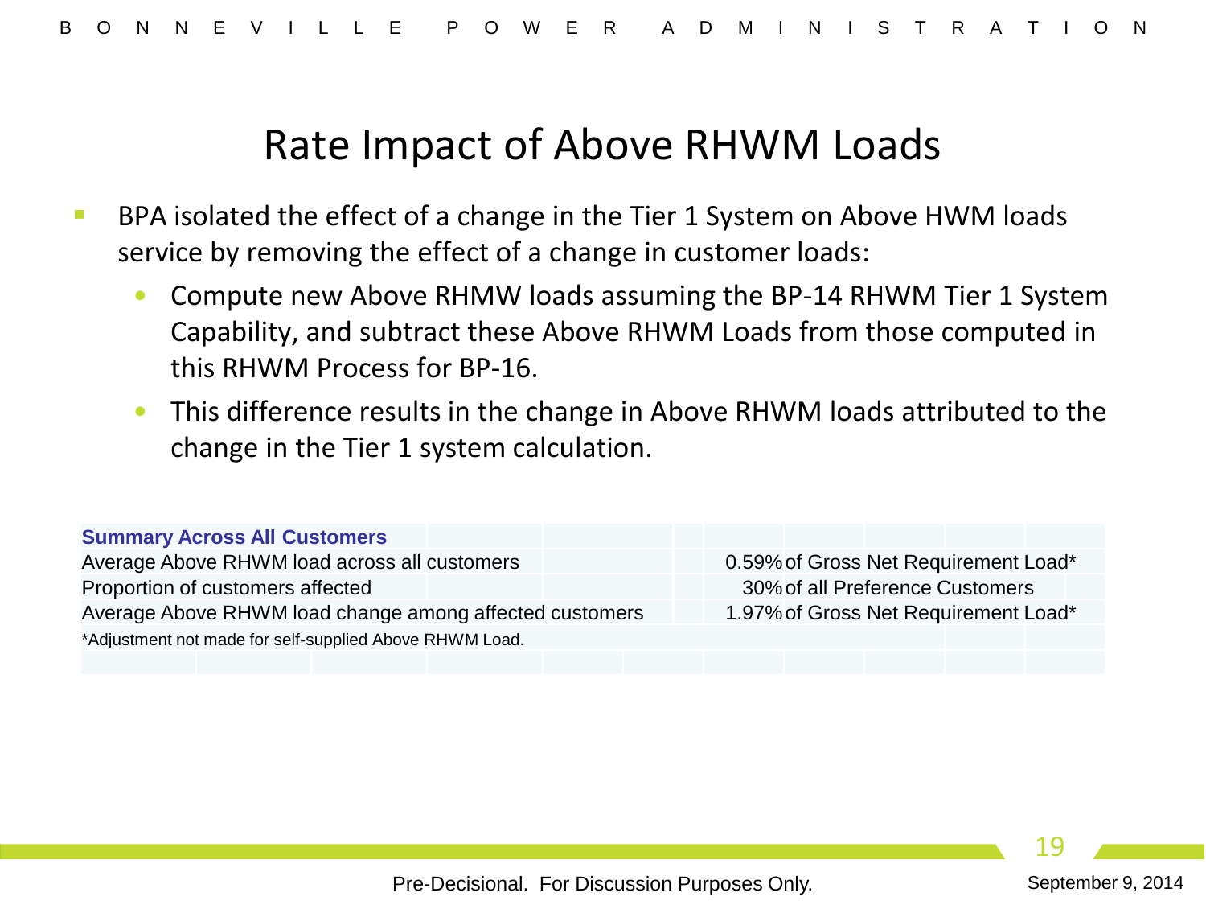# Rate Impact of Above RHWM Loads

- BPA isolated the effect of a change in the Tier 1 System on Above HWM loads service by removing the effect of a change in customer loads:
  - Compute new Above RHMW loads assuming the BP-14 RHWM Tier 1 System Capability, and subtract these Above RHWM Loads from those computed in this RHWM Process for BP-16.
  - This difference results in the change in Above RHWM loads attributed to the change in the Tier 1 system calculation.

| **Summary Across All Customers** | | |
|---|---|---|
| Average Above RHWM load across all customers | 0.59% | of Gross Net Requirement Load* |
| Proportion of customers affected | 30% | of all Preference Customers |
| Average Above RHWM load change among affected customers | 1.97% | of Gross Net Requirement Load* |

*Adjustment not made for self-supplied Above RHWM Load.

Pre-Decisional. For Discussion Purposes Only.

September 9, 2014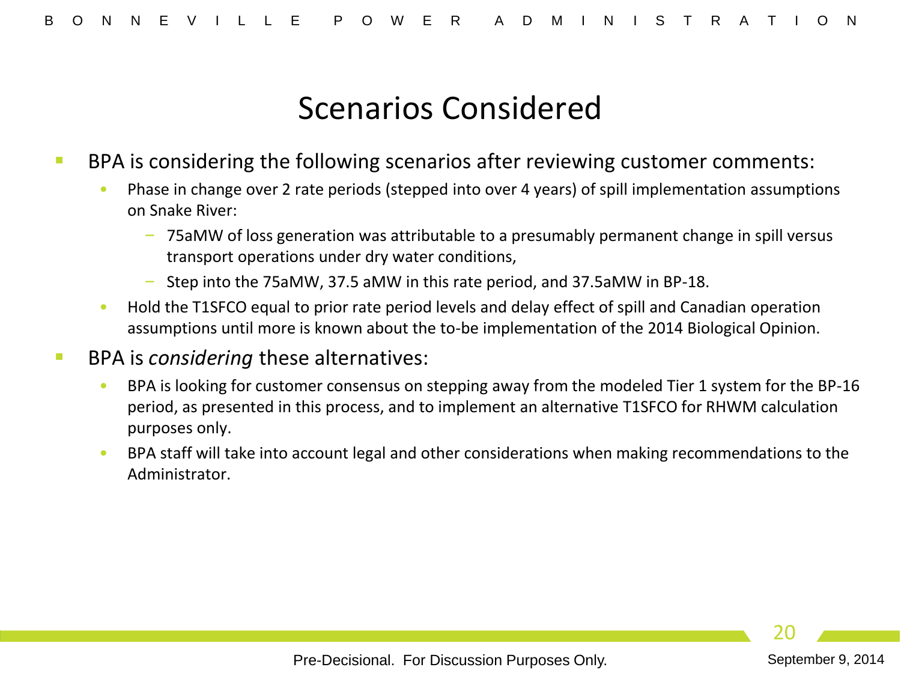# Scenarios Considered

- BPA is considering the following scenarios after reviewing customer comments:
  - Phase in change over 2 rate periods (stepped into over 4 years) of spill implementation assumptions on Snake River:
    - 75aMW of loss generation was attributable to a presumably permanent change in spill versus transport operations under dry water conditions,
    - Step into the 75aMW, 37.5 aMW in this rate period, and 37.5aMW in BP-18.
  - Hold the T1SFCO equal to prior rate period levels and delay effect of spill and Canadian operation assumptions until more is known about the to-be implementation of the 2014 Biological Opinion.
- BPA is *considering* these alternatives:
  - BPA is looking for customer consensus on stepping away from the modeled Tier 1 system for the BP-16 period, as presented in this process, and to implement an alternative T1SFCO for RHWM calculation purposes only.
  - BPA staff will take into account legal and other considerations when making recommendations to the Administrator.

Pre-Decisional. For Discussion Purposes Only.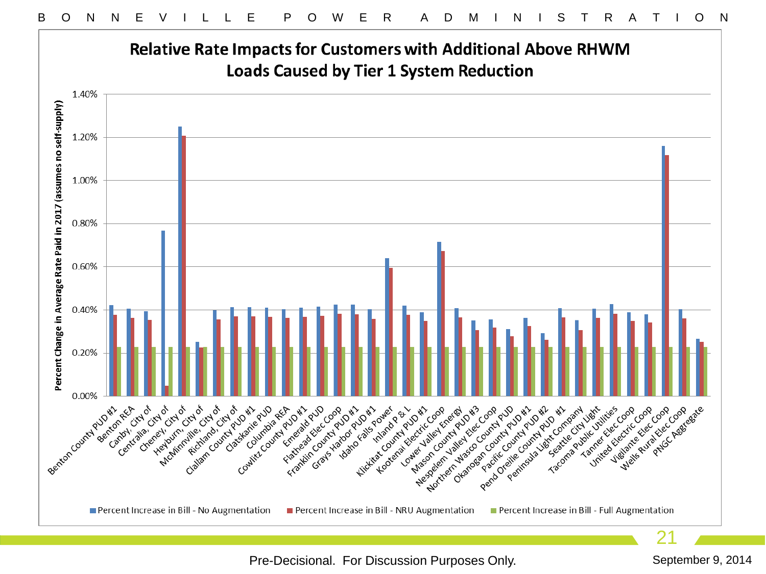## Relative Rate Impacts for Customers with Additional Above RHWM Loads Caused by Tier 1 System Reduction

Y-axis: Percent Change in Average Rate Paid in 2017 (assumes no self-supply)

Y-axis scale: 0.00%, 0.20%, 0.40%, 0.60%, 0.80%, 1.00%, 1.20%, 1.40%

X-axis categories: Benton County PUD #1, Benton REA, Canby, City of, Centralia, City of, Cheney, City of, Heyburn, City of, McMinnville, City of, Richland, City of, Clallam County PUD #1, Clatskanie PUD, Columbia REA, Cowlitz County PUD #1, Emerald PUD, Flathead Elec Coop, Franklin County PUD #1, Grays Harbor PUD #1, Idaho Falls Power, Inland P & L, Klickitat County PUD #1, Kootenai Electric Coop, Lower Valley Energy, Mason County PUD #3, Nespelem Valley Elec Coop, Northern Wasco County PUD, Okanogan County PUD #1, Pacific County PUD #2, Pend Oreille County PUD #1, Peninsula Light Company, Seattle City Light, Tacoma Public Utilities, Tanner Elec Coop, United Electric Coop, Vigilante Elec Coop, Wells Rural Elec Coop, PNGC Aggregate

Legend: Percent Increase in Bill - No Augmentation; Percent Increase in Bill - NRU Augmentation; Percent Increase in Bill - Full Augmentation

Pre-Decisional. For Discussion Purposes Only.

September 9, 2014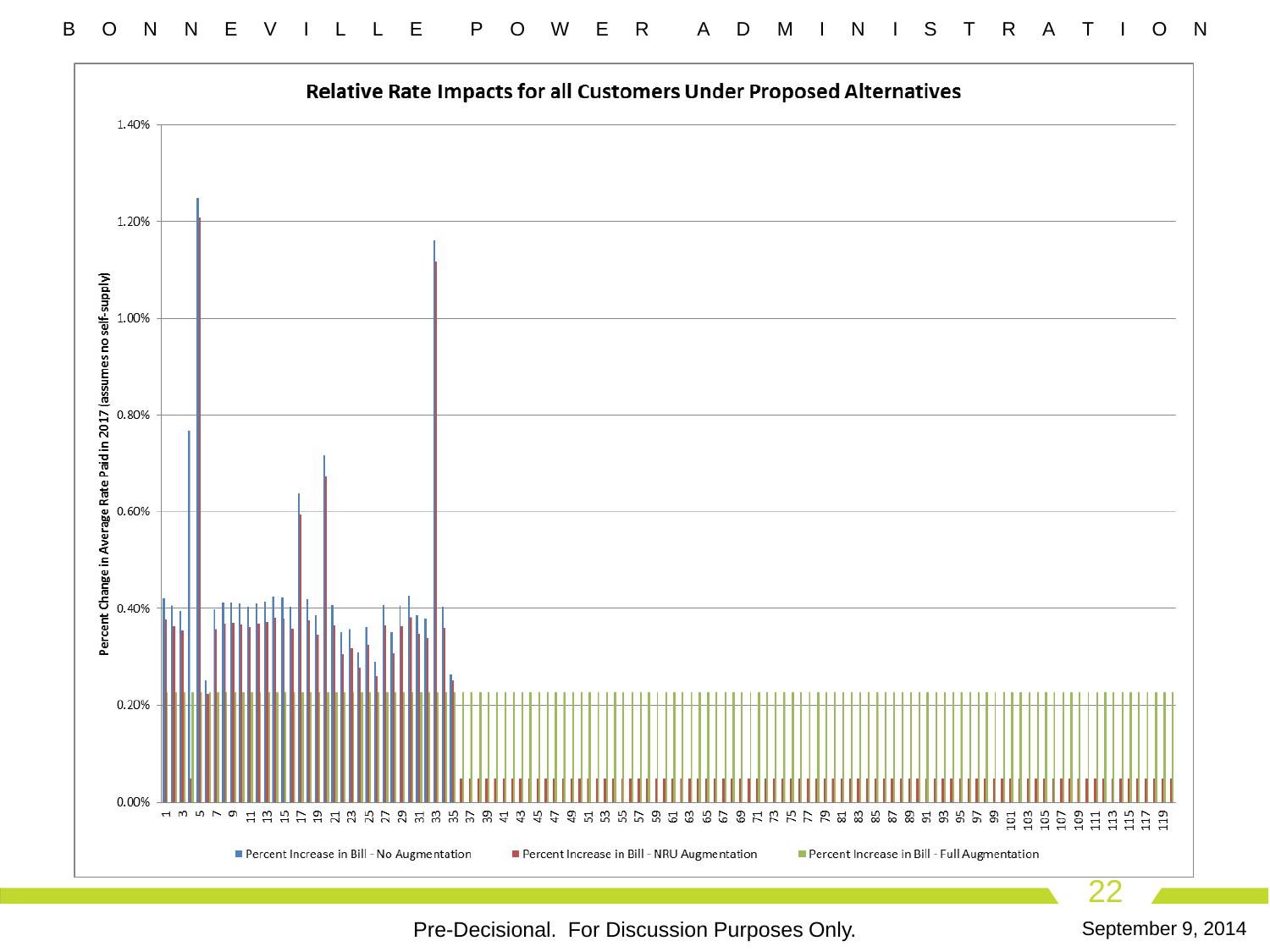## Relative Rate Impacts for all Customers Under Proposed Alternatives

Y-axis: Percent Change in Average Rate Paid in 2017 (assumes no self-supply)

Legend:
- Percent Increase in Bill - No Augmentation
- Percent Increase in Bill - NRU Augmentation
- Percent Increase in Bill - Full Augmentation

Pre-Decisional. For Discussion Purposes Only.

September 9, 2014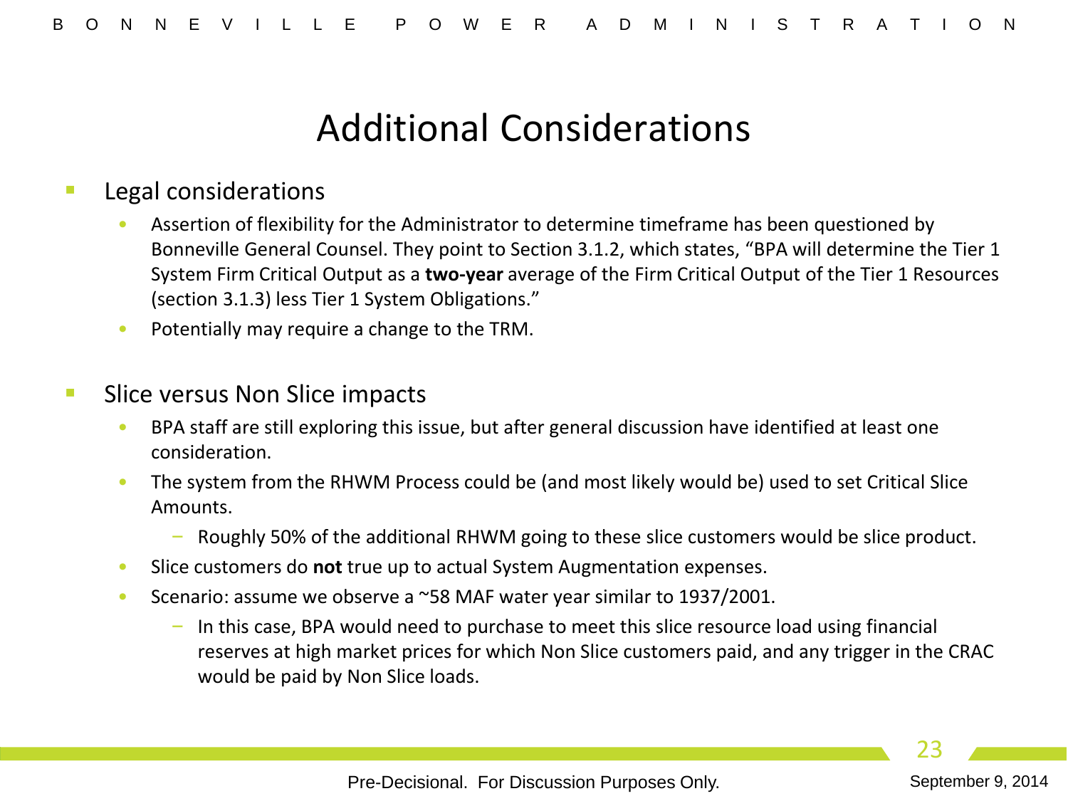# Additional Considerations

- Legal considerations
  - Assertion of flexibility for the Administrator to determine timeframe has been questioned by Bonneville General Counsel. They point to Section 3.1.2, which states, “BPA will determine the Tier 1 System Firm Critical Output as a **two-year** average of the Firm Critical Output of the Tier 1 Resources (section 3.1.3) less Tier 1 System Obligations.”
  - Potentially may require a change to the TRM.

- Slice versus Non Slice impacts
  - BPA staff are still exploring this issue, but after general discussion have identified at least one consideration.
  - The system from the RHWM Process could be (and most likely would be) used to set Critical Slice Amounts.
    - Roughly 50% of the additional RHWM going to these slice customers would be slice product.
  - Slice customers do **not** true up to actual System Augmentation expenses.
  - Scenario: assume we observe a ~58 MAF water year similar to 1937/2001.
    - In this case, BPA would need to purchase to meet this slice resource load using financial reserves at high market prices for which Non Slice customers paid, and any trigger in the CRAC would be paid by Non Slice loads.

Pre-Decisional. For Discussion Purposes Only.

September 9, 2014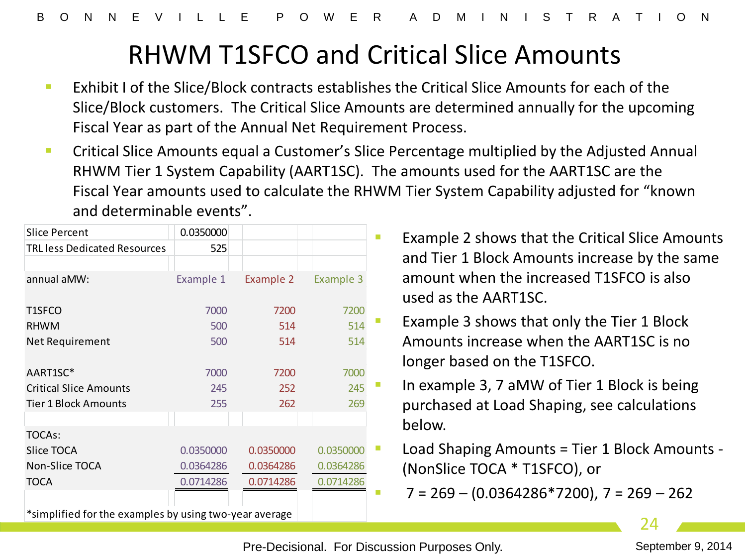# RHWM T1SFCO and Critical Slice Amounts

- Exhibit I of the Slice/Block contracts establishes the Critical Slice Amounts for each of the Slice/Block customers. The Critical Slice Amounts are determined annually for the upcoming Fiscal Year as part of the Annual Net Requirement Process.
- Critical Slice Amounts equal a Customer's Slice Percentage multiplied by the Adjusted Annual RHWM Tier 1 System Capability (AART1SC). The amounts used for the AART1SC are the Fiscal Year amounts used to calculate the RHWM Tier System Capability adjusted for "known and determinable events".

| Slice Percent | 0.0350000 | | |
|---|---|---|---|
| TRL less Dedicated Resources | 525 | | |
| | | | |
| annual aMW: | Example 1 | Example 2 | Example 3 |
| | | | |
| T1SFCO | 7000 | 7200 | 7200 |
| RHWM | 500 | 514 | 514 |
| Net Requirement | 500 | 514 | 514 |
| | | | |
| AART1SC* | 7000 | 7200 | 7000 |
| Critical Slice Amounts | 245 | 252 | 245 |
| Tier 1 Block Amounts | 255 | 262 | 269 |
| | | | |
| TOCAs: | | | |
| Slice TOCA | 0.0350000 | 0.0350000 | 0.0350000 |
| Non-Slice TOCA | 0.0364286 | 0.0364286 | 0.0364286 |
| TOCA | 0.0714286 | 0.0714286 | 0.0714286 |

*simplified for the examples by using two-year average

- Example 2 shows that the Critical Slice Amounts and Tier 1 Block Amounts increase by the same amount when the increased T1SFCO is also used as the AART1SC.
- Example 3 shows that only the Tier 1 Block Amounts increase when the AART1SC is no longer based on the T1SFCO.
- In example 3, 7 aMW of Tier 1 Block is being purchased at Load Shaping, see calculations below.
- Load Shaping Amounts = Tier 1 Block Amounts - (NonSlice TOCA * T1SFCO), or
- 7 = 269 – (0.0364286*7200), 7 = 269 – 262

Pre-Decisional. For Discussion Purposes Only.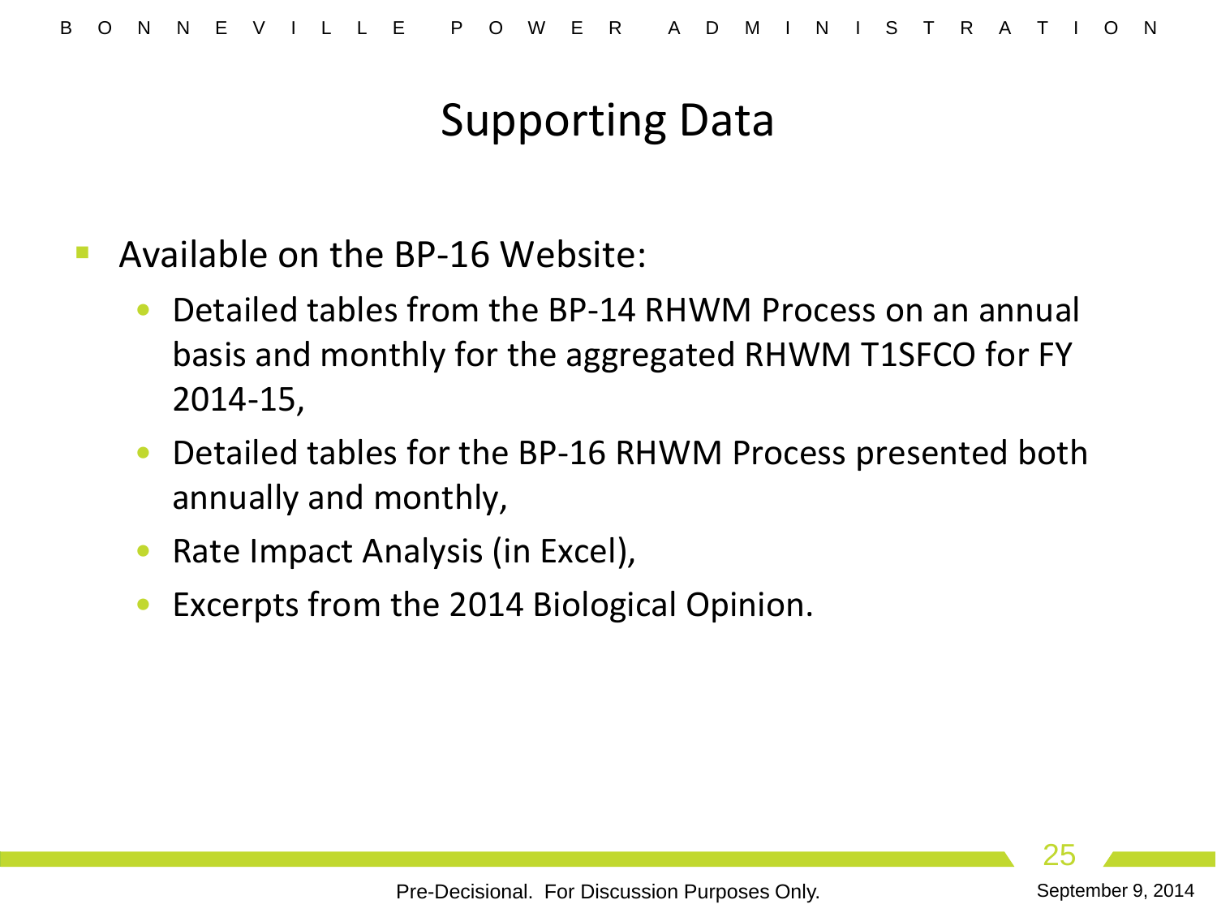# Supporting Data

- Available on the BP-16 Website:
  - Detailed tables from the BP-14 RHWM Process on an annual basis and monthly for the aggregated RHWM T1SFCO for FY 2014-15,
  - Detailed tables for the BP-16 RHWM Process presented both annually and monthly,
  - Rate Impact Analysis (in Excel),
  - Excerpts from the 2014 Biological Opinion.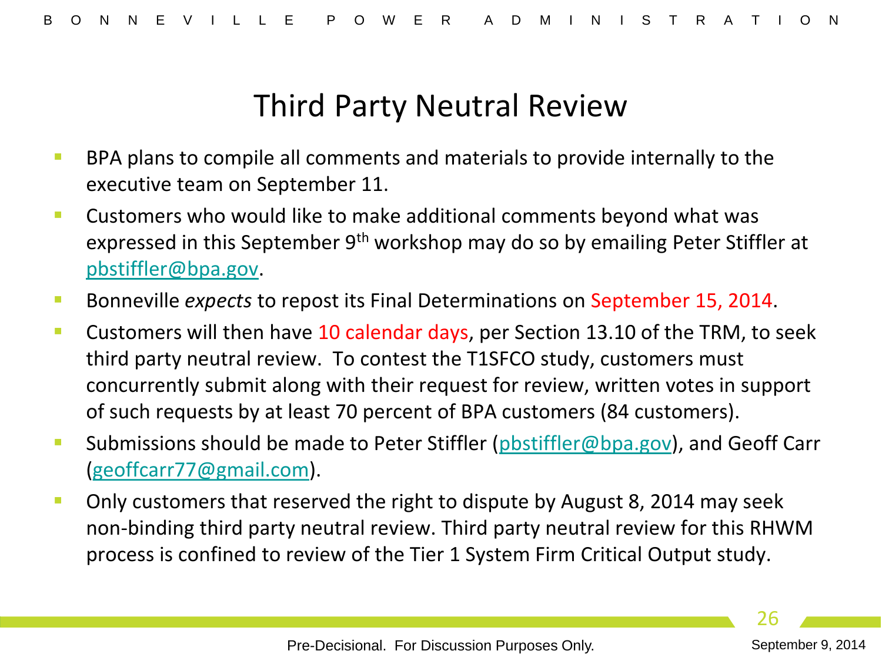# Third Party Neutral Review

- BPA plans to compile all comments and materials to provide internally to the executive team on September 11.
- Customers who would like to make additional comments beyond what was expressed in this September 9th workshop may do so by emailing Peter Stiffler at pbstiffler@bpa.gov.
- Bonneville *expects* to repost its Final Determinations on September 15, 2014.
- Customers will then have 10 calendar days, per Section 13.10 of the TRM, to seek third party neutral review. To contest the T1SFCO study, customers must concurrently submit along with their request for review, written votes in support of such requests by at least 70 percent of BPA customers (84 customers).
- Submissions should be made to Peter Stiffler (pbstiffler@bpa.gov), and Geoff Carr (geoffcarr77@gmail.com).
- Only customers that reserved the right to dispute by August 8, 2014 may seek non-binding third party neutral review. Third party neutral review for this RHWM process is confined to review of the Tier 1 System Firm Critical Output study.

Pre-Decisional. For Discussion Purposes Only.